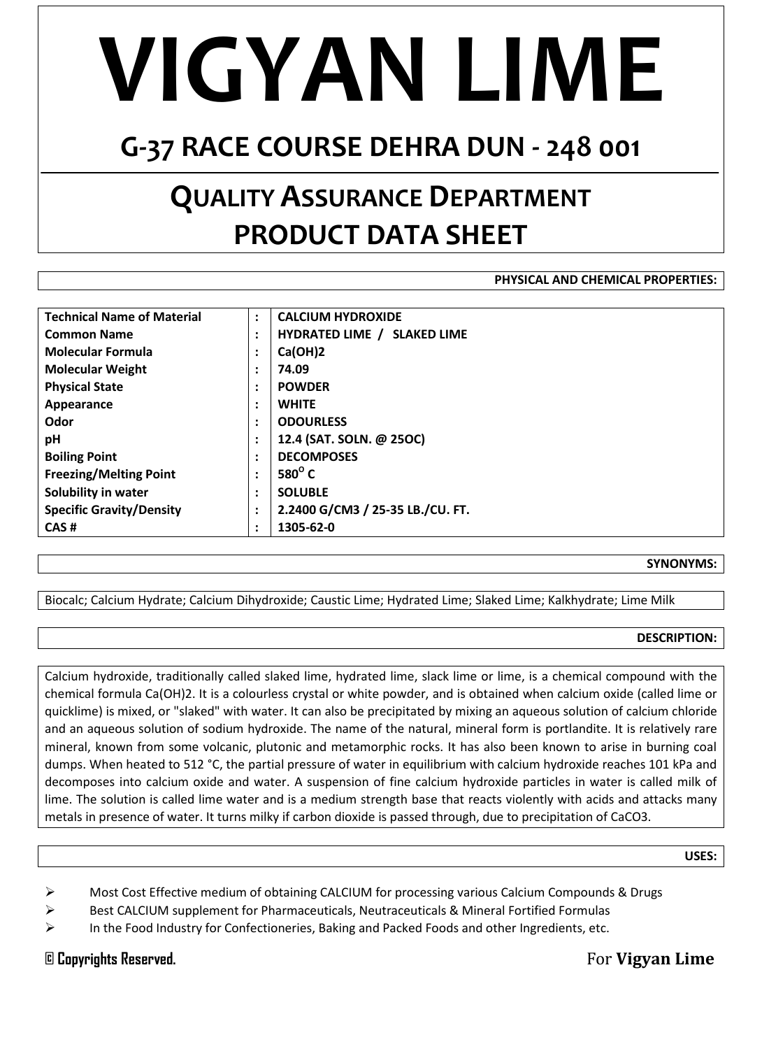# VIGYAN LIME

## G-37 RACE COURSE DEHRA DUN - 248 001

## QUALITY ASSURANCE DEPARTMENT
## PRODUCT DATA SHEET

**PHYSICAL AND CHEMICAL PROPERTIES:**

| | | |
|---|---|---|
| **Technical Name of Material** | : | **CALCIUM HYDROXIDE** |
| **Common Name** | : | **HYDRATED LIME / SLAKED LIME** |
| **Molecular Formula** | : | **Ca(OH)2** |
| **Molecular Weight** | : | **74.09** |
| **Physical State** | : | **POWDER** |
| **Appearance** | : | **WHITE** |
| **Odor** | : | **ODOURLESS** |
| **pH** | : | **12.4 (SAT. SOLN. @ 25OC)** |
| **Boiling Point** | : | **DECOMPOSES** |
| **Freezing/Melting Point** | : | **580$^{O}$ C** |
| **Solubility in water** | : | **SOLUBLE** |
| **Specific Gravity/Density** | : | **2.2400 G/CM3 / 25-35 LB./CU. FT.** |
| **CAS #** | : | **1305-62-0** |

**SYNONYMS:**

Biocalc; Calcium Hydrate; Calcium Dihydroxide; Caustic Lime; Hydrated Lime; Slaked Lime; Kalkhydrate; Lime Milk

**DESCRIPTION:**

Calcium hydroxide, traditionally called slaked lime, hydrated lime, slack lime or lime, is a chemical compound with the chemical formula Ca(OH)2. It is a colourless crystal or white powder, and is obtained when calcium oxide (called lime or quicklime) is mixed, or "slaked" with water. It can also be precipitated by mixing an aqueous solution of calcium chloride and an aqueous solution of sodium hydroxide. The name of the natural, mineral form is portlandite. It is relatively rare mineral, known from some volcanic, plutonic and metamorphic rocks. It has also been known to arise in burning coal dumps. When heated to 512 °C, the partial pressure of water in equilibrium with calcium hydroxide reaches 101 kPa and decomposes into calcium oxide and water. A suspension of fine calcium hydroxide particles in water is called milk of lime. The solution is called lime water and is a medium strength base that reacts violently with acids and attacks many metals in presence of water. It turns milky if carbon dioxide is passed through, due to precipitation of CaCO3.

**USES:**

- Most Cost Effective medium of obtaining CALCIUM for processing various Calcium Compounds & Drugs
- Best CALCIUM supplement for Pharmaceuticals, Neutraceuticals & Mineral Fortified Formulas
- In the Food Industry for Confectioneries, Baking and Packed Foods and other Ingredients, etc.

**© Copyrights Reserved.**

For **Vigyan Lime**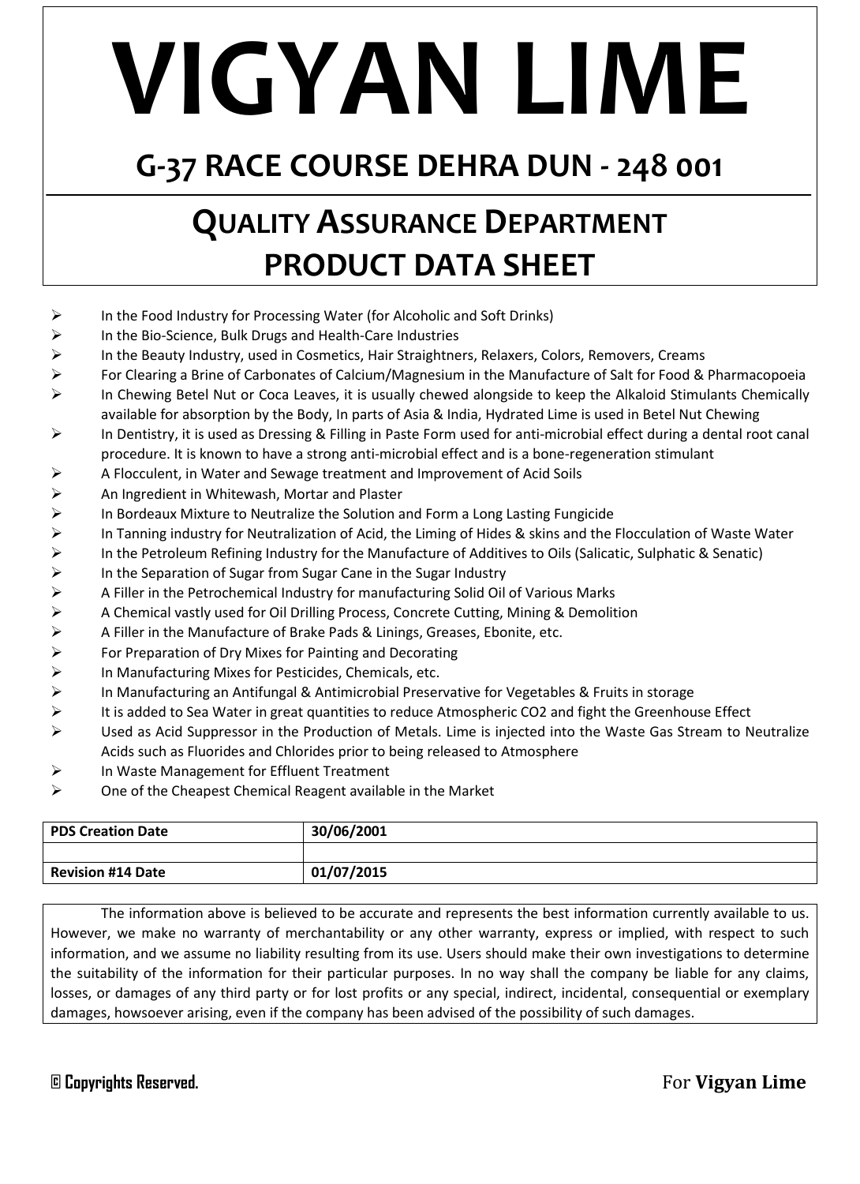# VIGYAN LIME

## G-37 RACE COURSE DEHRA DUN - 248 001

## QUALITY ASSURANCE DEPARTMENT
## PRODUCT DATA SHEET

- In the Food Industry for Processing Water (for Alcoholic and Soft Drinks)
- In the Bio-Science, Bulk Drugs and Health-Care Industries
- In the Beauty Industry, used in Cosmetics, Hair Straightners, Relaxers, Colors, Removers, Creams
- For Clearing a Brine of Carbonates of Calcium/Magnesium in the Manufacture of Salt for Food & Pharmacopoeia
- In Chewing Betel Nut or Coca Leaves, it is usually chewed alongside to keep the Alkaloid Stimulants Chemically available for absorption by the Body, In parts of Asia & India, Hydrated Lime is used in Betel Nut Chewing
- In Dentistry, it is used as Dressing & Filling in Paste Form used for anti-microbial effect during a dental root canal procedure. It is known to have a strong anti-microbial effect and is a bone-regeneration stimulant
- A Flocculent, in Water and Sewage treatment and Improvement of Acid Soils
- An Ingredient in Whitewash, Mortar and Plaster
- In Bordeaux Mixture to Neutralize the Solution and Form a Long Lasting Fungicide
- In Tanning industry for Neutralization of Acid, the Liming of Hides & skins and the Flocculation of Waste Water
- In the Petroleum Refining Industry for the Manufacture of Additives to Oils (Salicatic, Sulphatic & Senatic)
- In the Separation of Sugar from Sugar Cane in the Sugar Industry
- A Filler in the Petrochemical Industry for manufacturing Solid Oil of Various Marks
- A Chemical vastly used for Oil Drilling Process, Concrete Cutting, Mining & Demolition
- A Filler in the Manufacture of Brake Pads & Linings, Greases, Ebonite, etc.
- For Preparation of Dry Mixes for Painting and Decorating
- In Manufacturing Mixes for Pesticides, Chemicals, etc.
- In Manufacturing an Antifungal & Antimicrobial Preservative for Vegetables & Fruits in storage
- It is added to Sea Water in great quantities to reduce Atmospheric $CO_2$ and fight the Greenhouse Effect
- Used as Acid Suppressor in the Production of Metals. Lime is injected into the Waste Gas Stream to Neutralize Acids such as Fluorides and Chlorides prior to being released to Atmosphere
- In Waste Management for Effluent Treatment
- One of the Cheapest Chemical Reagent available in the Market

| | |
|---|---|
| **PDS Creation Date** | **30/06/2001** |
| | |
| **Revision #14 Date** | **01/07/2015** |

The information above is believed to be accurate and represents the best information currently available to us. However, we make no warranty of merchantability or any other warranty, express or implied, with respect to such information, and we assume no liability resulting from its use. Users should make their own investigations to determine the suitability of the information for their particular purposes. In no way shall the company be liable for any claims, losses, or damages of any third party or for lost profits or any special, indirect, incidental, consequential or exemplary damages, howsoever arising, even if the company has been advised of the possibility of such damages.

**© Copyrights Reserved.**

For **Vigyan Lime**